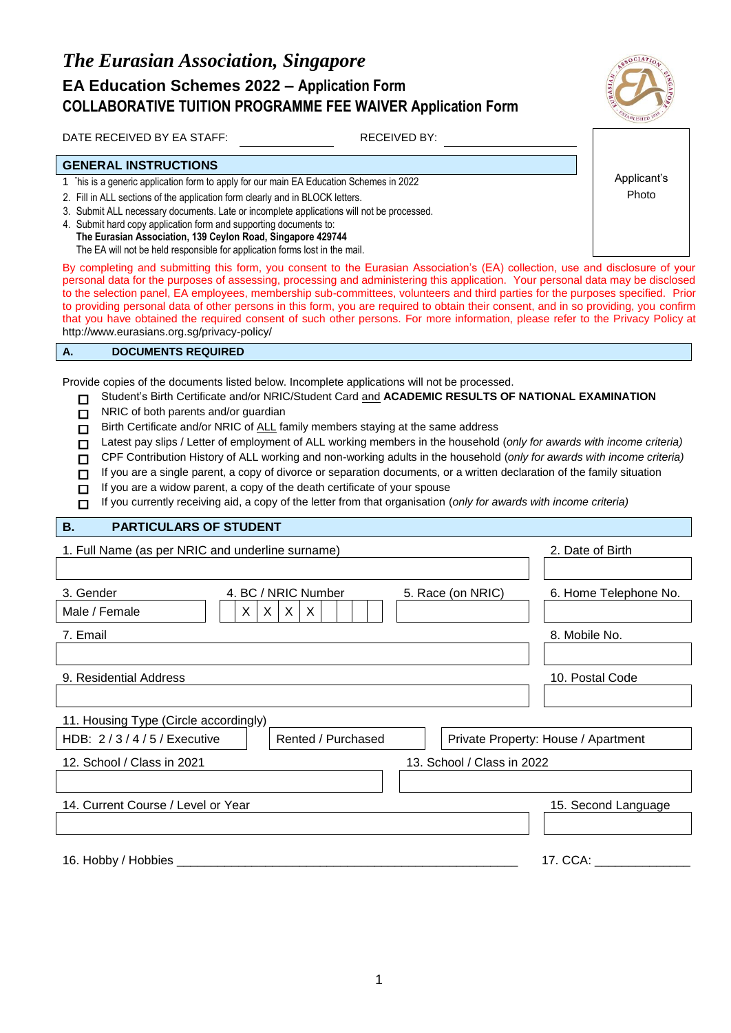# *The Eurasian Association, Singapore*

## EA Education Schemes 2022 – Application Form

## COLLABORATIVE TUITION PROGRAMME FEE WAIVER Application Form

DATE RECEIVED BY EA STAFF: ____________ RECEIVED BY: ____________

Applicant's Photo

### GENERAL INSTRUCTIONS

1. This is a generic application form to apply for our main EA Education Schemes in 2022
2. Fill in ALL sections of the application form clearly and in BLOCK letters.
3. Submit ALL necessary documents. Late or incomplete applications will not be processed.
4. Submit hard copy application form and supporting documents to:
   **The Eurasian Association, 139 Ceylon Road, Singapore 429744**
   The EA will not be held responsible for application forms lost in the mail.

By completing and submitting this form, you consent to the Eurasian Association's (EA) collection, use and disclosure of your personal data for the purposes of assessing, processing and administering this application. Your personal data may be disclosed to the selection panel, EA employees, membership sub-committees, volunteers and third parties for the purposes specified. Prior to providing personal data of other persons in this form, you are required to obtain their consent, and in so providing, you confirm that you have obtained the required consent of such other persons. For more information, please refer to the Privacy Policy at http://www.eurasians.org.sg/privacy-policy/

### A. DOCUMENTS REQUIRED

Provide copies of the documents listed below. Incomplete applications will not be processed.

- ☐ Student's Birth Certificate and/or NRIC/Student Card and **ACADEMIC RESULTS OF NATIONAL EXAMINATION**
- ☐ NRIC of both parents and/or guardian
- ☐ Birth Certificate and/or NRIC of ALL family members staying at the same address
- ☐ Latest pay slips / Letter of employment of ALL working members in the household (*only for awards with income criteria)*
- ☐ CPF Contribution History of ALL working and non-working adults in the household (*only for awards with income criteria)*
- ☐ If you are a single parent, a copy of divorce or separation documents, or a written declaration of the family situation
- ☐ If you are a widow parent, a copy of the death certificate of your spouse
- ☐ If you currently receiving aid, a copy of the letter from that organisation (*only for awards with income criteria)*

### B. PARTICULARS OF STUDENT

1. Full Name (as per NRIC and underline surname): ____________
2. Date of Birth: ____________
3. Gender: Male / Female
4. BC / NRIC Number: X X X X _ _ _ _ _
5. Race (on NRIC): ____________
6. Home Telephone No.: ____________
7. Email: ____________
8. Mobile No.: ____________
9. Residential Address: ____________
10. Postal Code: ____________
11. Housing Type (Circle accordingly): HDB: 2 / 3 / 4 / 5 / Executive | Rented / Purchased | Private Property: House / Apartment
12. School / Class in 2021: ____________
13. School / Class in 2022: ____________
14. Current Course / Level or Year: ____________
15. Second Language: ____________
16. Hobby / Hobbies ____________
17. CCA: ____________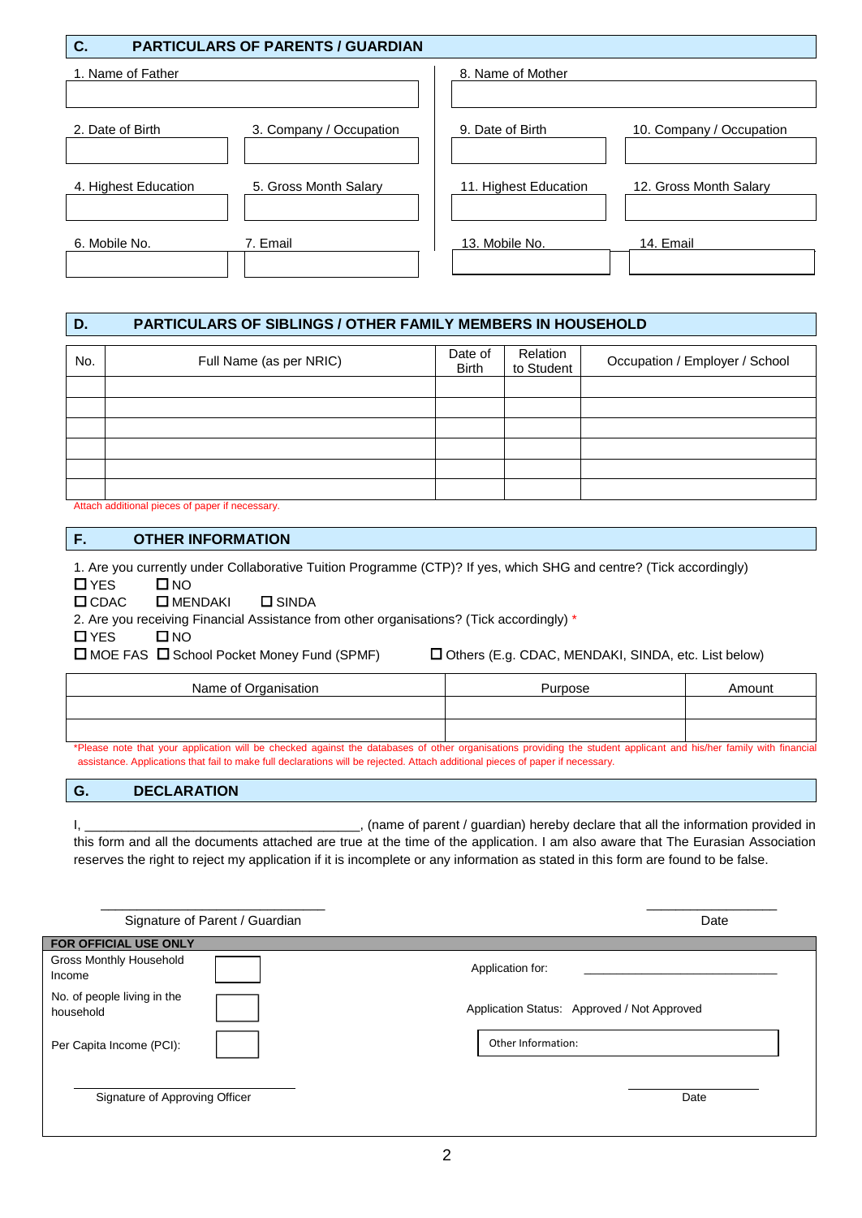## C. PARTICULARS OF PARENTS / GUARDIAN

| | |
|---|---|
| 1. Name of Father | 8. Name of Mother |
| 2. Date of Birth | 9. Date of Birth |
| 3. Company / Occupation | 10. Company / Occupation |
| 4. Highest Education | 11. Highest Education |
| 5. Gross Month Salary | 12. Gross Month Salary |
| 6. Mobile No. | 13. Mobile No. |
| 7. Email | 14. Email |

## D. PARTICULARS OF SIBLINGS / OTHER FAMILY MEMBERS IN HOUSEHOLD

| No. | Full Name (as per NRIC) | Date of Birth | Relation to Student | Occupation / Employer / School |
|---|---|---|---|---|
| | | | | |
| | | | | |
| | | | | |
| | | | | |
| | | | | |
| | | | | |

Attach additional pieces of paper if necessary.

## F. OTHER INFORMATION

1. Are you currently under Collaborative Tuition Programme (CTP)? If yes, which SHG and centre? (Tick accordingly)

☐ YES ☐ NO

☐ CDAC ☐ MENDAKI ☐ SINDA

2. Are you receiving Financial Assistance from other organisations? (Tick accordingly) *

☐ YES ☐ NO

☐ MOE FAS ☐ School Pocket Money Fund (SPMF) ☐ Others (E.g. CDAC, MENDAKI, SINDA, etc. List below)

| Name of Organisation | Purpose | Amount |
|---|---|---|
| | | |
| | | |

*Please note that your application will be checked against the databases of other organisations providing the student applicant and his/her family with financial assistance. Applications that fail to make full declarations will be rejected. Attach additional pieces of paper if necessary.

## G. DECLARATION

I, ______________________________________, (name of parent / guardian) hereby declare that all the information provided in this form and all the documents attached are true at the time of the application. I am also aware that The Eurasian Association reserves the right to reject my application if it is incomplete or any information as stated in this form are found to be false.

______________________________
Signature of Parent / Guardian

__________________
Date

**FOR OFFICIAL USE ONLY**

Gross Monthly Household Income: ☐

No. of people living in the household: ☐

Per Capita Income (PCI): ☐

Application for: ______________________________

Application Status: Approved / Not Approved

Other Information:

______________________________
Signature of Approving Officer

__________________
Date